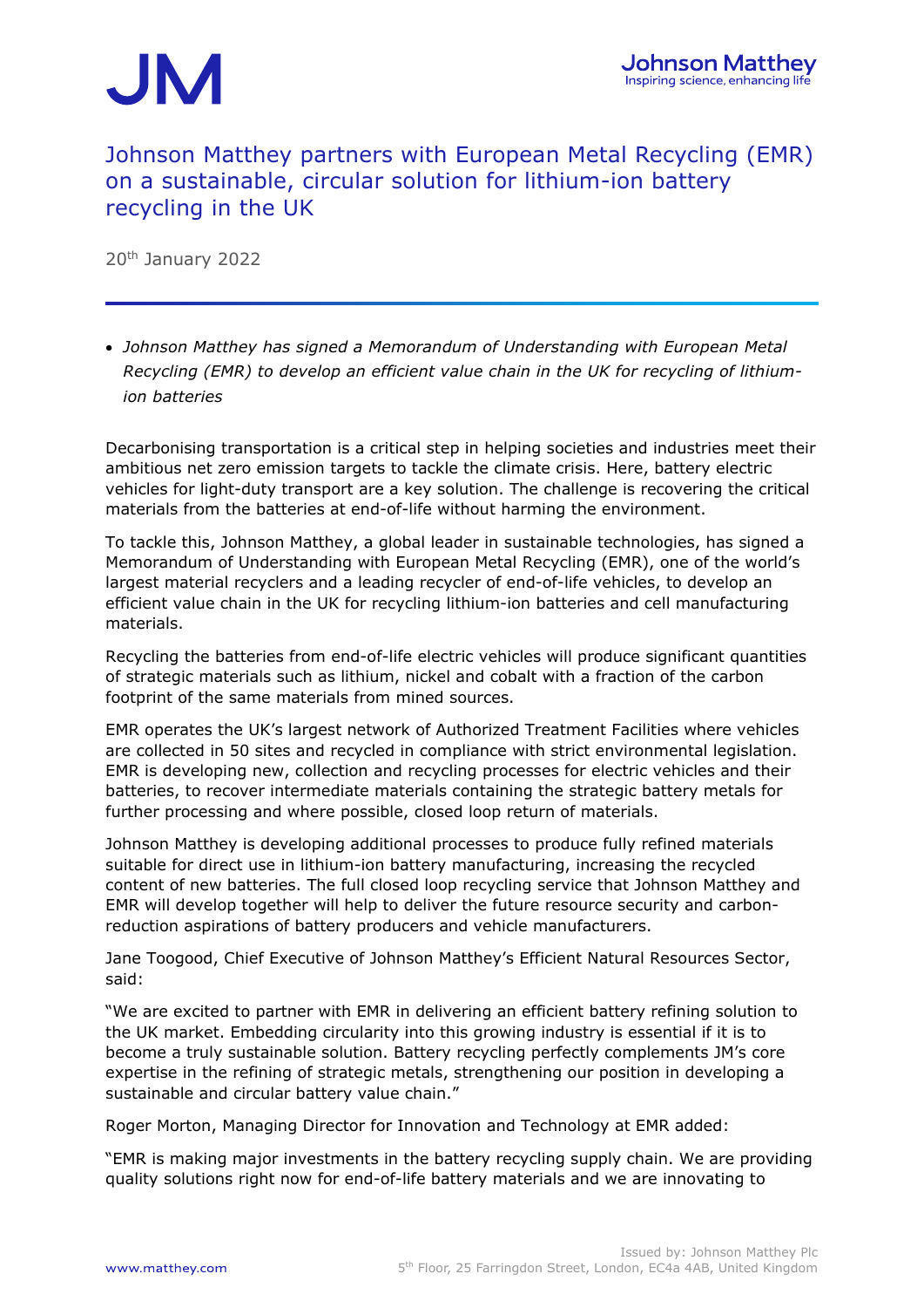# Johnson Matthey partners with European Metal Recycling (EMR) on a sustainable, circular solution for lithium-ion battery recycling in the UK

20th January 2022

- *Johnson Matthey has signed a Memorandum of Understanding with European Metal Recycling (EMR) to develop an efficient value chain in the UK for recycling of lithium-ion batteries*

Decarbonising transportation is a critical step in helping societies and industries meet their ambitious net zero emission targets to tackle the climate crisis. Here, battery electric vehicles for light-duty transport are a key solution. The challenge is recovering the critical materials from the batteries at end-of-life without harming the environment.

To tackle this, Johnson Matthey, a global leader in sustainable technologies, has signed a Memorandum of Understanding with European Metal Recycling (EMR), one of the world's largest material recyclers and a leading recycler of end-of-life vehicles, to develop an efficient value chain in the UK for recycling lithium-ion batteries and cell manufacturing materials.

Recycling the batteries from end-of-life electric vehicles will produce significant quantities of strategic materials such as lithium, nickel and cobalt with a fraction of the carbon footprint of the same materials from mined sources.

EMR operates the UK's largest network of Authorized Treatment Facilities where vehicles are collected in 50 sites and recycled in compliance with strict environmental legislation. EMR is developing new, collection and recycling processes for electric vehicles and their batteries, to recover intermediate materials containing the strategic battery metals for further processing and where possible, closed loop return of materials.

Johnson Matthey is developing additional processes to produce fully refined materials suitable for direct use in lithium-ion battery manufacturing, increasing the recycled content of new batteries. The full closed loop recycling service that Johnson Matthey and EMR will develop together will help to deliver the future resource security and carbon-reduction aspirations of battery producers and vehicle manufacturers.

Jane Toogood, Chief Executive of Johnson Matthey's Efficient Natural Resources Sector, said:

"We are excited to partner with EMR in delivering an efficient battery refining solution to the UK market. Embedding circularity into this growing industry is essential if it is to become a truly sustainable solution. Battery recycling perfectly complements JM's core expertise in the refining of strategic metals, strengthening our position in developing a sustainable and circular battery value chain."

Roger Morton, Managing Director for Innovation and Technology at EMR added:

"EMR is making major investments in the battery recycling supply chain. We are providing quality solutions right now for end-of-life battery materials and we are innovating to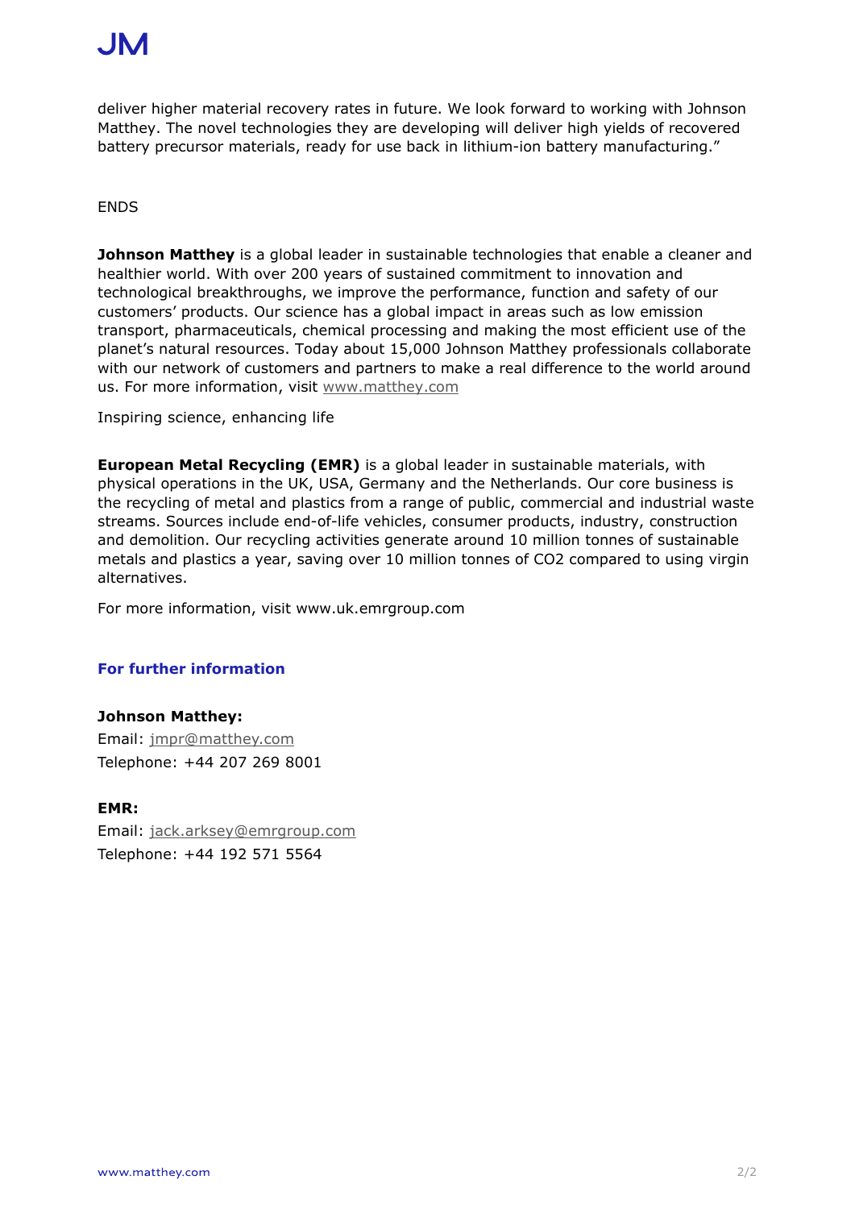deliver higher material recovery rates in future. We look forward to working with Johnson Matthey. The novel technologies they are developing will deliver high yields of recovered battery precursor materials, ready for use back in lithium-ion battery manufacturing."

ENDS

**Johnson Matthey** is a global leader in sustainable technologies that enable a cleaner and healthier world. With over 200 years of sustained commitment to innovation and technological breakthroughs, we improve the performance, function and safety of our customers' products. Our science has a global impact in areas such as low emission transport, pharmaceuticals, chemical processing and making the most efficient use of the planet's natural resources. Today about 15,000 Johnson Matthey professionals collaborate with our network of customers and partners to make a real difference to the world around us. For more information, visit www.matthey.com

Inspiring science, enhancing life

**European Metal Recycling (EMR)** is a global leader in sustainable materials, with physical operations in the UK, USA, Germany and the Netherlands. Our core business is the recycling of metal and plastics from a range of public, commercial and industrial waste streams. Sources include end-of-life vehicles, consumer products, industry, construction and demolition. Our recycling activities generate around 10 million tonnes of sustainable metals and plastics a year, saving over 10 million tonnes of $CO_2$ compared to using virgin alternatives.

For more information, visit www.uk.emrgroup.com

## For further information

**Johnson Matthey:**
Email: jmpr@matthey.com
Telephone: +44 207 269 8001

**EMR:**
Email: jack.arksey@emrgroup.com
Telephone: +44 192 571 5564